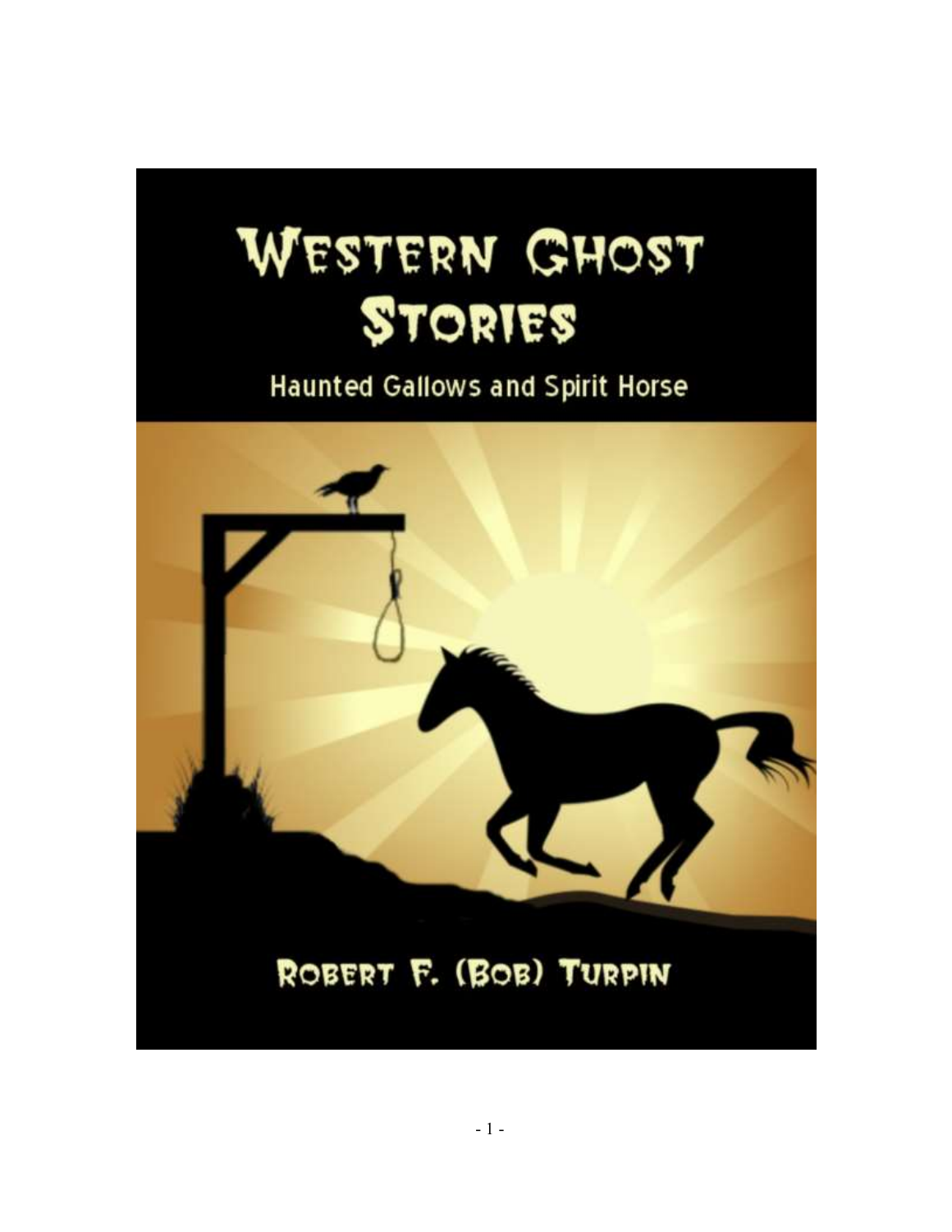# Western Ghost Stories

## Haunted Gallows and Spirit Horse

Robert F. (Bob) Turpin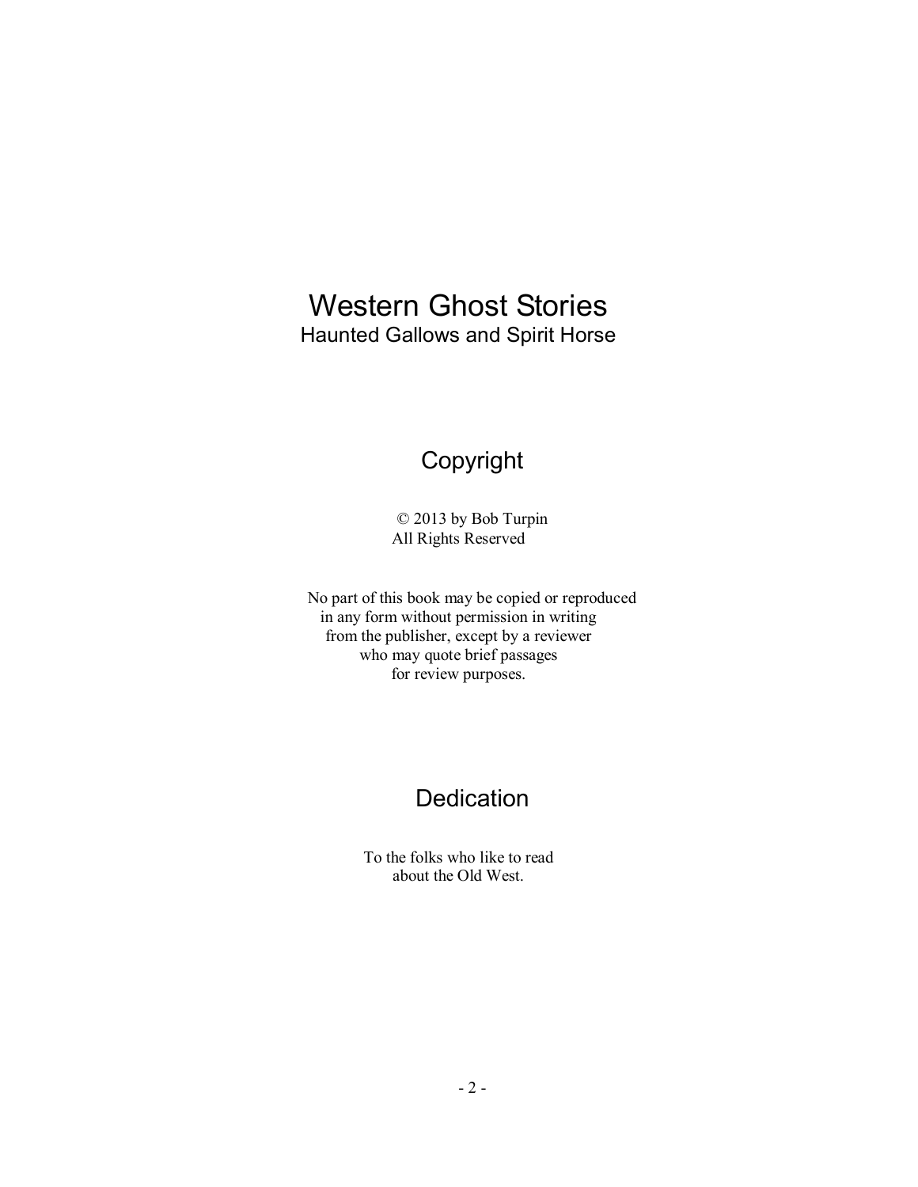# Western Ghost Stories
Haunted Gallows and Spirit Horse

## Copyright

© 2013 by Bob Turpin
All Rights Reserved

No part of this book may be copied or reproduced
in any form without permission in writing
from the publisher, except by a reviewer
who may quote brief passages
for review purposes.

## Dedication

To the folks who like to read
about the Old West.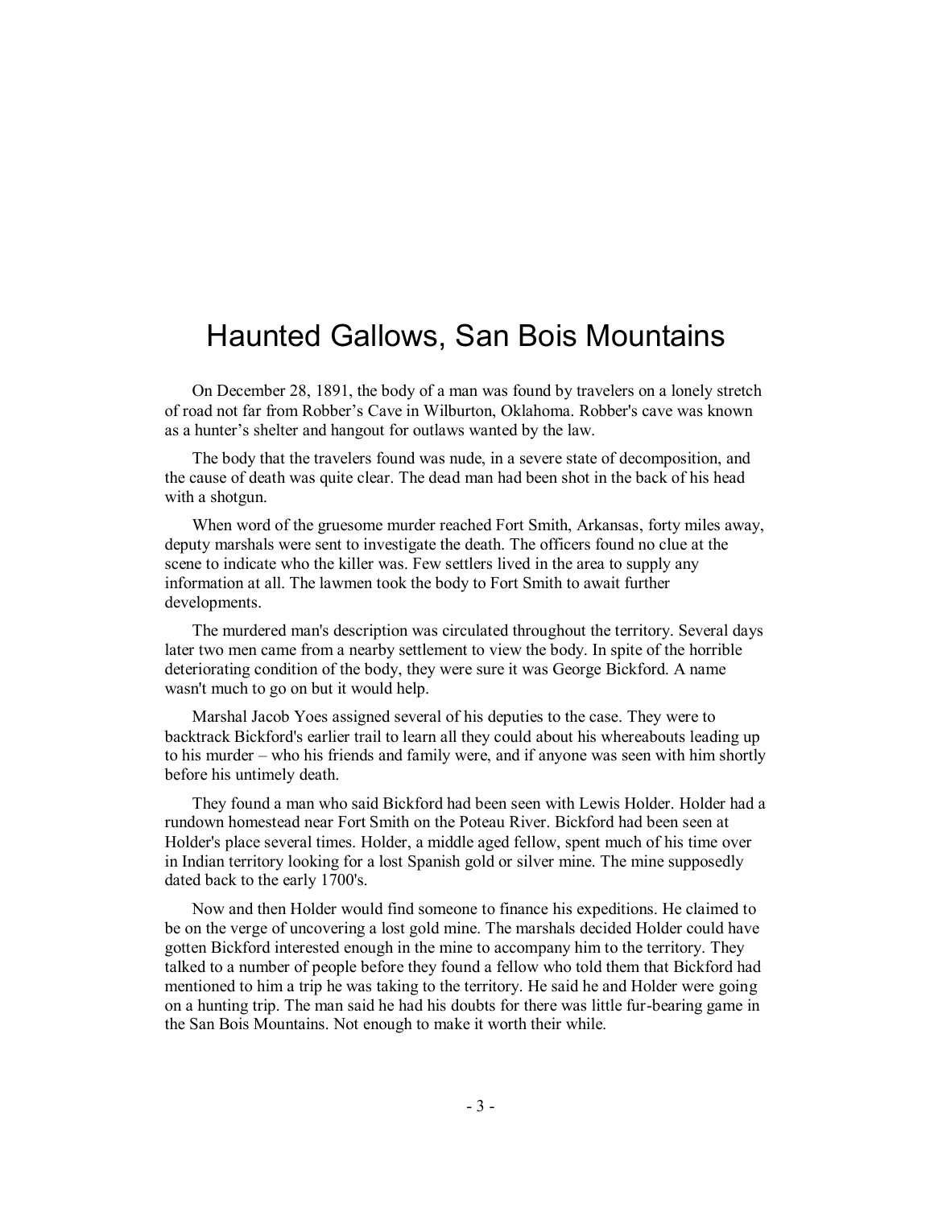# Haunted Gallows, San Bois Mountains

On December 28, 1891, the body of a man was found by travelers on a lonely stretch of road not far from Robber's Cave in Wilburton, Oklahoma. Robber's cave was known as a hunter's shelter and hangout for outlaws wanted by the law.

The body that the travelers found was nude, in a severe state of decomposition, and the cause of death was quite clear. The dead man had been shot in the back of his head with a shotgun.

When word of the gruesome murder reached Fort Smith, Arkansas, forty miles away, deputy marshals were sent to investigate the death. The officers found no clue at the scene to indicate who the killer was. Few settlers lived in the area to supply any information at all. The lawmen took the body to Fort Smith to await further developments.

The murdered man's description was circulated throughout the territory. Several days later two men came from a nearby settlement to view the body. In spite of the horrible deteriorating condition of the body, they were sure it was George Bickford. A name wasn't much to go on but it would help.

Marshal Jacob Yoes assigned several of his deputies to the case. They were to backtrack Bickford's earlier trail to learn all they could about his whereabouts leading up to his murder – who his friends and family were, and if anyone was seen with him shortly before his untimely death.

They found a man who said Bickford had been seen with Lewis Holder. Holder had a rundown homestead near Fort Smith on the Poteau River. Bickford had been seen at Holder's place several times. Holder, a middle aged fellow, spent much of his time over in Indian territory looking for a lost Spanish gold or silver mine. The mine supposedly dated back to the early 1700's.

Now and then Holder would find someone to finance his expeditions. He claimed to be on the verge of uncovering a lost gold mine. The marshals decided Holder could have gotten Bickford interested enough in the mine to accompany him to the territory. They talked to a number of people before they found a fellow who told them that Bickford had mentioned to him a trip he was taking to the territory. He said he and Holder were going on a hunting trip. The man said he had his doubts for there was little fur-bearing game in the San Bois Mountains. Not enough to make it worth their while.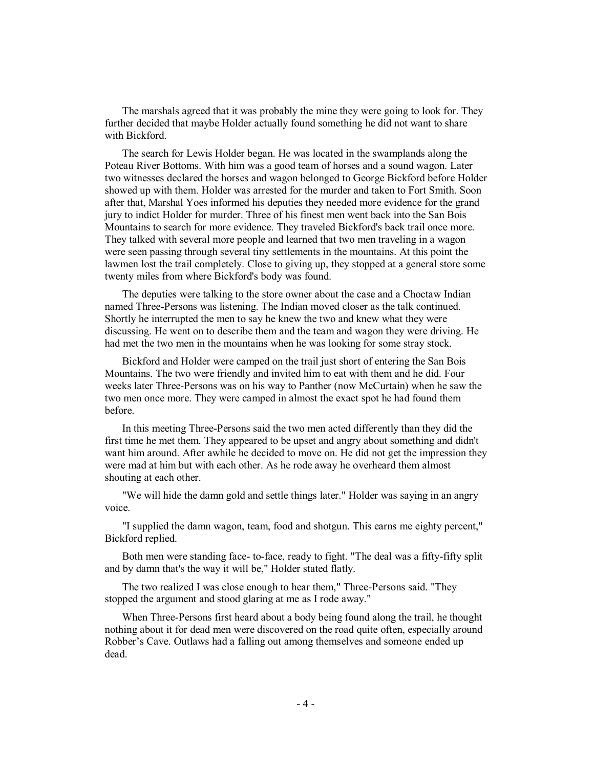The marshals agreed that it was probably the mine they were going to look for. They further decided that maybe Holder actually found something he did not want to share with Bickford.

The search for Lewis Holder began. He was located in the swamplands along the Poteau River Bottoms. With him was a good team of horses and a sound wagon. Later two witnesses declared the horses and wagon belonged to George Bickford before Holder showed up with them. Holder was arrested for the murder and taken to Fort Smith. Soon after that, Marshal Yoes informed his deputies they needed more evidence for the grand jury to indict Holder for murder. Three of his finest men went back into the San Bois Mountains to search for more evidence. They traveled Bickford's back trail once more. They talked with several more people and learned that two men traveling in a wagon were seen passing through several tiny settlements in the mountains. At this point the lawmen lost the trail completely. Close to giving up, they stopped at a general store some twenty miles from where Bickford's body was found.

The deputies were talking to the store owner about the case and a Choctaw Indian named Three-Persons was listening. The Indian moved closer as the talk continued. Shortly he interrupted the men to say he knew the two and knew what they were discussing. He went on to describe them and the team and wagon they were driving. He had met the two men in the mountains when he was looking for some stray stock.

Bickford and Holder were camped on the trail just short of entering the San Bois Mountains. The two were friendly and invited him to eat with them and he did. Four weeks later Three-Persons was on his way to Panther (now McCurtain) when he saw the two men once more. They were camped in almost the exact spot he had found them before.

In this meeting Three-Persons said the two men acted differently than they did the first time he met them. They appeared to be upset and angry about something and didn't want him around. After awhile he decided to move on. He did not get the impression they were mad at him but with each other. As he rode away he overheard them almost shouting at each other.

"We will hide the damn gold and settle things later." Holder was saying in an angry voice.

"I supplied the damn wagon, team, food and shotgun. This earns me eighty percent," Bickford replied.

Both men were standing face- to-face, ready to fight. "The deal was a fifty-fifty split and by damn that's the way it will be," Holder stated flatly.

The two realized I was close enough to hear them," Three-Persons said. "They stopped the argument and stood glaring at me as I rode away."

When Three-Persons first heard about a body being found along the trail, he thought nothing about it for dead men were discovered on the road quite often, especially around Robber's Cave. Outlaws had a falling out among themselves and someone ended up dead.